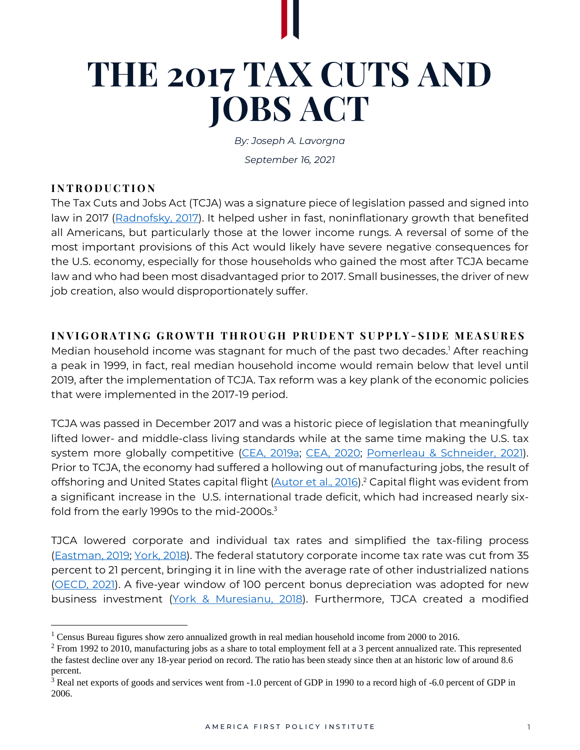# THE 2017 TAX CUTS AND JOBS ACT

*By: Joseph A. Lavorgna*

*September 16, 2021*

## INTRODUCTION

The Tax Cuts and Jobs Act (TCJA) was a signature piece of legislation passed and signed into law in 2017 (Radnofsky, 2017). It helped usher in fast, noninflationary growth that benefited all Americans, but particularly those at the lower income rungs. A reversal of some of the most important provisions of this Act would likely have severe negative consequences for the U.S. economy, especially for those households who gained the most after TCJA became law and who had been most disadvantaged prior to 2017. Small businesses, the driver of new job creation, also would disproportionately suffer.

## INVIGORATING GROWTH THROUGH PRUDENT SUPPLY-SIDE MEASURES

Median household income was stagnant for much of the past two decades.[1] After reaching a peak in 1999, in fact, real median household income would remain below that level until 2019, after the implementation of TCJA. Tax reform was a key plank of the economic policies that were implemented in the 2017-19 period.

TCJA was passed in December 2017 and was a historic piece of legislation that meaningfully lifted lower- and middle-class living standards while at the same time making the U.S. tax system more globally competitive (CEA, 2019a; CEA, 2020; Pomerleau & Schneider, 2021). Prior to TCJA, the economy had suffered a hollowing out of manufacturing jobs, the result of offshoring and United States capital flight (Autor et al., 2016).[2] Capital flight was evident from a significant increase in the U.S. international trade deficit, which had increased nearly six-fold from the early 1990s to the mid-2000s.[3]

TJCA lowered corporate and individual tax rates and simplified the tax-filing process (Eastman, 2019; York, 2018). The federal statutory corporate income tax rate was cut from 35 percent to 21 percent, bringing it in line with the average rate of other industrialized nations (OECD, 2021). A five-year window of 100 percent bonus depreciation was adopted for new business investment (York & Muresianu, 2018). Furthermore, TJCA created a modified

---

[1] Census Bureau figures show zero annualized growth in real median household income from 2000 to 2016.

[2] From 1992 to 2010, manufacturing jobs as a share to total employment fell at a 3 percent annualized rate. This represented the fastest decline over any 18-year period on record. The ratio has been steady since then at an historic low of around 8.6 percent.

[3] Real net exports of goods and services went from -1.0 percent of GDP in 1990 to a record high of -6.0 percent of GDP in 2006.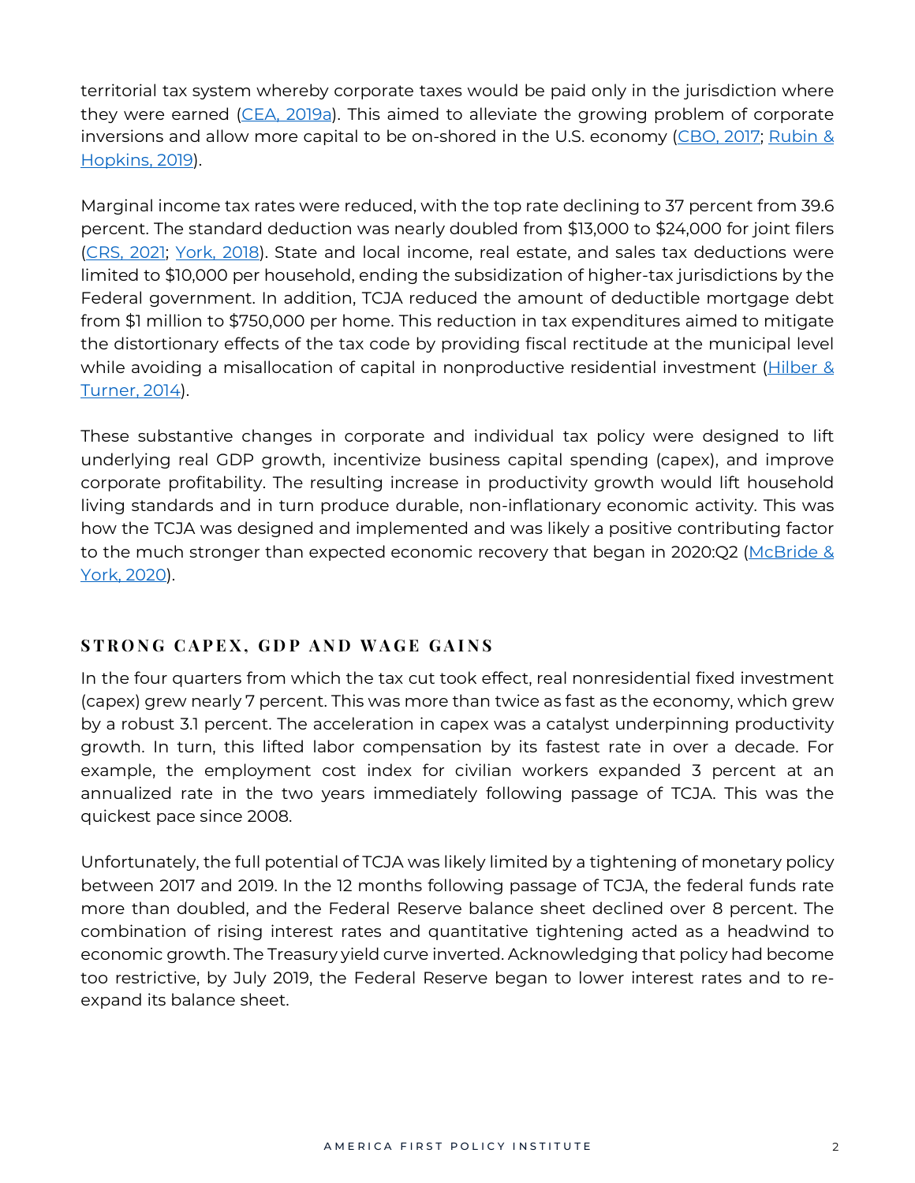territorial tax system whereby corporate taxes would be paid only in the jurisdiction where they were earned (CEA, 2019a). This aimed to alleviate the growing problem of corporate inversions and allow more capital to be on-shored in the U.S. economy (CBO, 2017; Rubin & Hopkins, 2019).

Marginal income tax rates were reduced, with the top rate declining to 37 percent from 39.6 percent. The standard deduction was nearly doubled from $13,000 to $24,000 for joint filers (CRS, 2021; York, 2018). State and local income, real estate, and sales tax deductions were limited to $10,000 per household, ending the subsidization of higher-tax jurisdictions by the Federal government. In addition, TCJA reduced the amount of deductible mortgage debt from $1 million to $750,000 per home. This reduction in tax expenditures aimed to mitigate the distortionary effects of the tax code by providing fiscal rectitude at the municipal level while avoiding a misallocation of capital in nonproductive residential investment (Hilber & Turner, 2014).

These substantive changes in corporate and individual tax policy were designed to lift underlying real GDP growth, incentivize business capital spending (capex), and improve corporate profitability. The resulting increase in productivity growth would lift household living standards and in turn produce durable, non-inflationary economic activity. This was how the TCJA was designed and implemented and was likely a positive contributing factor to the much stronger than expected economic recovery that began in 2020:Q2 (McBride & York, 2020).

## STRONG CAPEX, GDP AND WAGE GAINS

In the four quarters from which the tax cut took effect, real nonresidential fixed investment (capex) grew nearly 7 percent. This was more than twice as fast as the economy, which grew by a robust 3.1 percent. The acceleration in capex was a catalyst underpinning productivity growth. In turn, this lifted labor compensation by its fastest rate in over a decade. For example, the employment cost index for civilian workers expanded 3 percent at an annualized rate in the two years immediately following passage of TCJA. This was the quickest pace since 2008.

Unfortunately, the full potential of TCJA was likely limited by a tightening of monetary policy between 2017 and 2019. In the 12 months following passage of TCJA, the federal funds rate more than doubled, and the Federal Reserve balance sheet declined over 8 percent. The combination of rising interest rates and quantitative tightening acted as a headwind to economic growth. The Treasury yield curve inverted. Acknowledging that policy had become too restrictive, by July 2019, the Federal Reserve began to lower interest rates and to re-expand its balance sheet.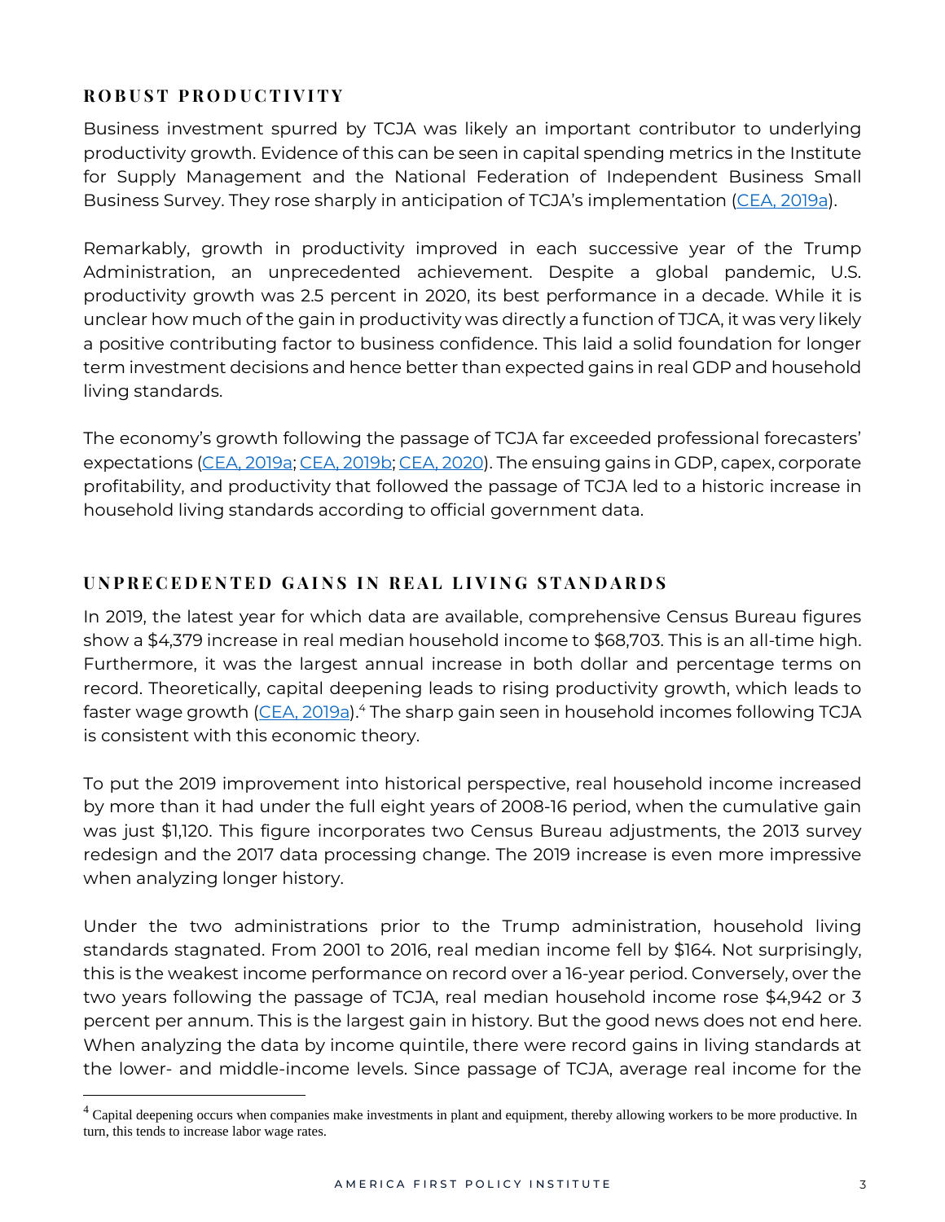### ROBUST PRODUCTIVITY

Business investment spurred by TCJA was likely an important contributor to underlying productivity growth. Evidence of this can be seen in capital spending metrics in the Institute for Supply Management and the National Federation of Independent Business Small Business Survey. They rose sharply in anticipation of TCJA's implementation (CEA, 2019a).

Remarkably, growth in productivity improved in each successive year of the Trump Administration, an unprecedented achievement. Despite a global pandemic, U.S. productivity growth was 2.5 percent in 2020, its best performance in a decade. While it is unclear how much of the gain in productivity was directly a function of TJCA, it was very likely a positive contributing factor to business confidence. This laid a solid foundation for longer term investment decisions and hence better than expected gains in real GDP and household living standards.

The economy's growth following the passage of TCJA far exceeded professional forecasters' expectations (CEA, 2019a; CEA, 2019b; CEA, 2020). The ensuing gains in GDP, capex, corporate profitability, and productivity that followed the passage of TCJA led to a historic increase in household living standards according to official government data.

### UNPRECEDENTED GAINS IN REAL LIVING STANDARDS

In 2019, the latest year for which data are available, comprehensive Census Bureau figures show a $4,379 increase in real median household income to $68,703. This is an all-time high. Furthermore, it was the largest annual increase in both dollar and percentage terms on record. Theoretically, capital deepening leads to rising productivity growth, which leads to faster wage growth (CEA, 2019a).[4] The sharp gain seen in household incomes following TCJA is consistent with this economic theory.

To put the 2019 improvement into historical perspective, real household income increased by more than it had under the full eight years of 2008-16 period, when the cumulative gain was just $1,120. This figure incorporates two Census Bureau adjustments, the 2013 survey redesign and the 2017 data processing change. The 2019 increase is even more impressive when analyzing longer history.

Under the two administrations prior to the Trump administration, household living standards stagnated. From 2001 to 2016, real median income fell by $164. Not surprisingly, this is the weakest income performance on record over a 16-year period. Conversely, over the two years following the passage of TCJA, real median household income rose $4,942 or 3 percent per annum. This is the largest gain in history. But the good news does not end here. When analyzing the data by income quintile, there were record gains in living standards at the lower- and middle-income levels. Since passage of TCJA, average real income for the

[4] Capital deepening occurs when companies make investments in plant and equipment, thereby allowing workers to be more productive. In turn, this tends to increase labor wage rates.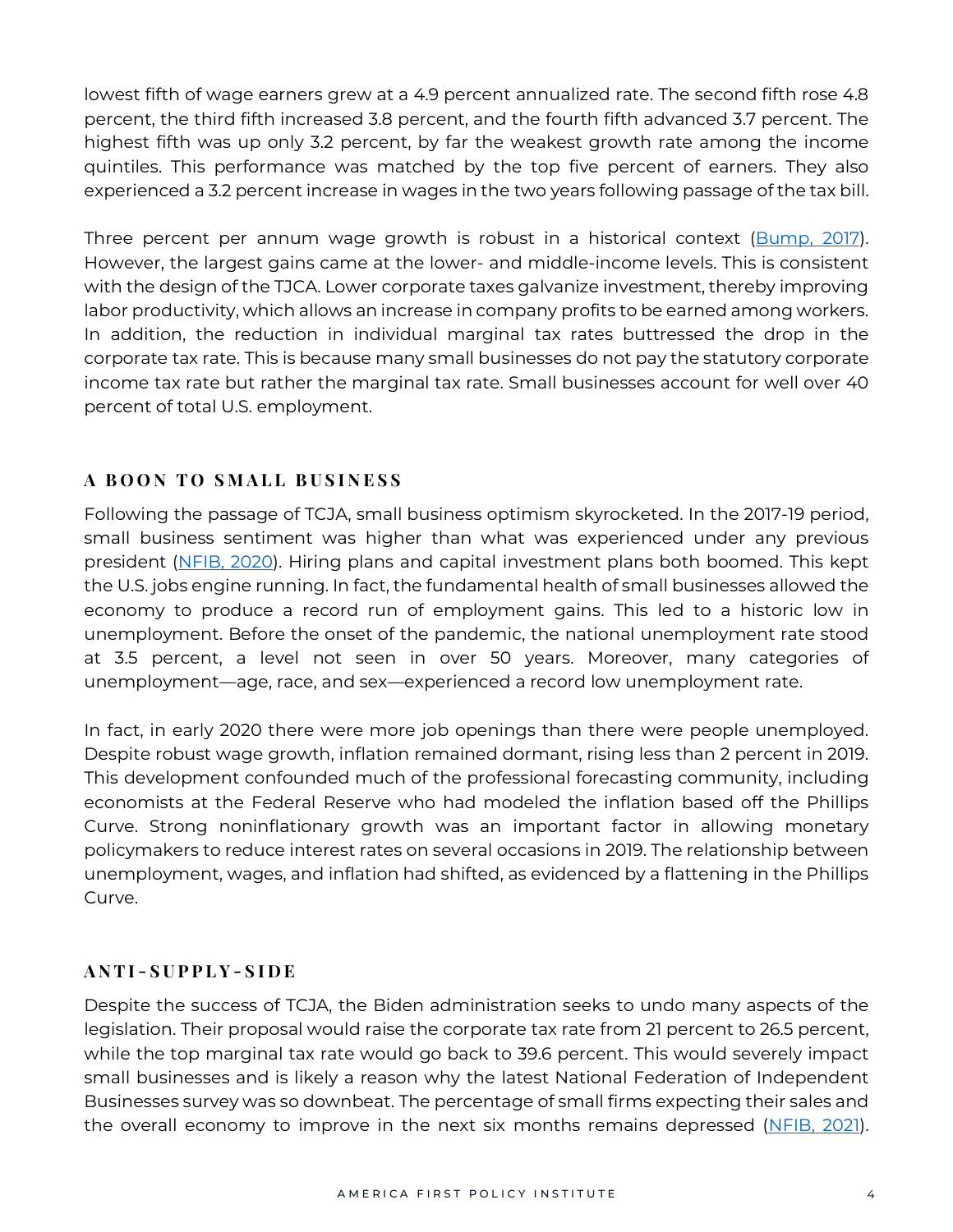lowest fifth of wage earners grew at a 4.9 percent annualized rate. The second fifth rose 4.8 percent, the third fifth increased 3.8 percent, and the fourth fifth advanced 3.7 percent. The highest fifth was up only 3.2 percent, by far the weakest growth rate among the income quintiles. This performance was matched by the top five percent of earners. They also experienced a 3.2 percent increase in wages in the two years following passage of the tax bill.

Three percent per annum wage growth is robust in a historical context ([Bump, 2017](#)). However, the largest gains came at the lower- and middle-income levels. This is consistent with the design of the TJCA. Lower corporate taxes galvanize investment, thereby improving labor productivity, which allows an increase in company profits to be earned among workers. In addition, the reduction in individual marginal tax rates buttressed the drop in the corporate tax rate. This is because many small businesses do not pay the statutory corporate income tax rate but rather the marginal tax rate. Small businesses account for well over 40 percent of total U.S. employment.

## A BOON TO SMALL BUSINESS

Following the passage of TCJA, small business optimism skyrocketed. In the 2017-19 period, small business sentiment was higher than what was experienced under any previous president ([NFIB, 2020](#)). Hiring plans and capital investment plans both boomed. This kept the U.S. jobs engine running. In fact, the fundamental health of small businesses allowed the economy to produce a record run of employment gains. This led to a historic low in unemployment. Before the onset of the pandemic, the national unemployment rate stood at 3.5 percent, a level not seen in over 50 years. Moreover, many categories of unemployment—age, race, and sex—experienced a record low unemployment rate.

In fact, in early 2020 there were more job openings than there were people unemployed. Despite robust wage growth, inflation remained dormant, rising less than 2 percent in 2019. This development confounded much of the professional forecasting community, including economists at the Federal Reserve who had modeled the inflation based off the Phillips Curve. Strong noninflationary growth was an important factor in allowing monetary policymakers to reduce interest rates on several occasions in 2019. The relationship between unemployment, wages, and inflation had shifted, as evidenced by a flattening in the Phillips Curve.

## ANTI-SUPPLY-SIDE

Despite the success of TCJA, the Biden administration seeks to undo many aspects of the legislation. Their proposal would raise the corporate tax rate from 21 percent to 26.5 percent, while the top marginal tax rate would go back to 39.6 percent. This would severely impact small businesses and is likely a reason why the latest National Federation of Independent Businesses survey was so downbeat. The percentage of small firms expecting their sales and the overall economy to improve in the next six months remains depressed ([NFIB, 2021](#)).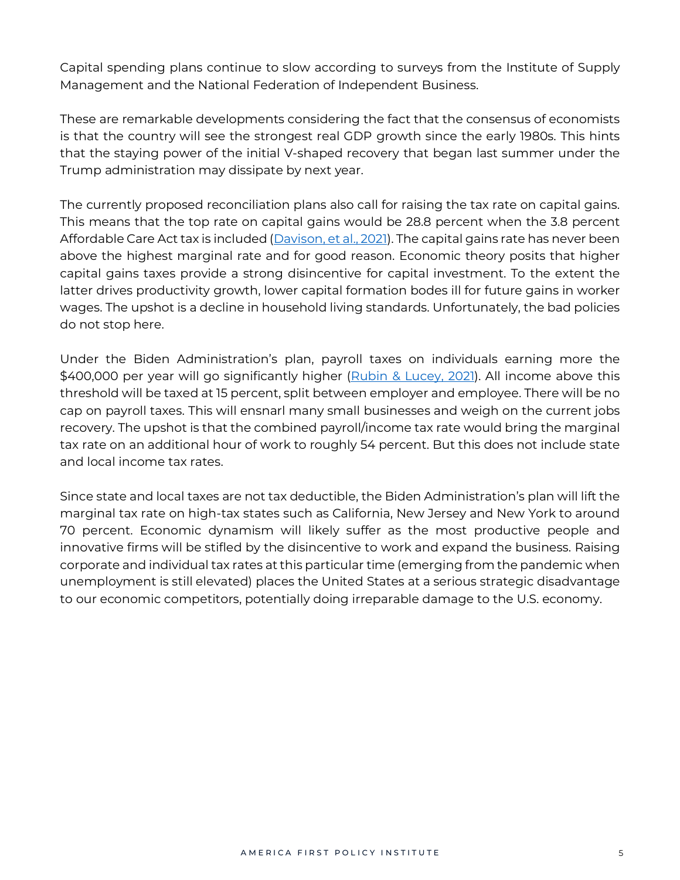Capital spending plans continue to slow according to surveys from the Institute of Supply Management and the National Federation of Independent Business.

These are remarkable developments considering the fact that the consensus of economists is that the country will see the strongest real GDP growth since the early 1980s. This hints that the staying power of the initial V-shaped recovery that began last summer under the Trump administration may dissipate by next year.

The currently proposed reconciliation plans also call for raising the tax rate on capital gains. This means that the top rate on capital gains would be 28.8 percent when the 3.8 percent Affordable Care Act tax is included (Davison, et al., 2021). The capital gains rate has never been above the highest marginal rate and for good reason. Economic theory posits that higher capital gains taxes provide a strong disincentive for capital investment. To the extent the latter drives productivity growth, lower capital formation bodes ill for future gains in worker wages. The upshot is a decline in household living standards. Unfortunately, the bad policies do not stop here.

Under the Biden Administration's plan, payroll taxes on individuals earning more the $400,000 per year will go significantly higher (Rubin & Lucey, 2021). All income above this threshold will be taxed at 15 percent, split between employer and employee. There will be no cap on payroll taxes. This will ensnarl many small businesses and weigh on the current jobs recovery. The upshot is that the combined payroll/income tax rate would bring the marginal tax rate on an additional hour of work to roughly 54 percent. But this does not include state and local income tax rates.

Since state and local taxes are not tax deductible, the Biden Administration's plan will lift the marginal tax rate on high-tax states such as California, New Jersey and New York to around 70 percent. Economic dynamism will likely suffer as the most productive people and innovative firms will be stifled by the disincentive to work and expand the business. Raising corporate and individual tax rates at this particular time (emerging from the pandemic when unemployment is still elevated) places the United States at a serious strategic disadvantage to our economic competitors, potentially doing irreparable damage to the U.S. economy.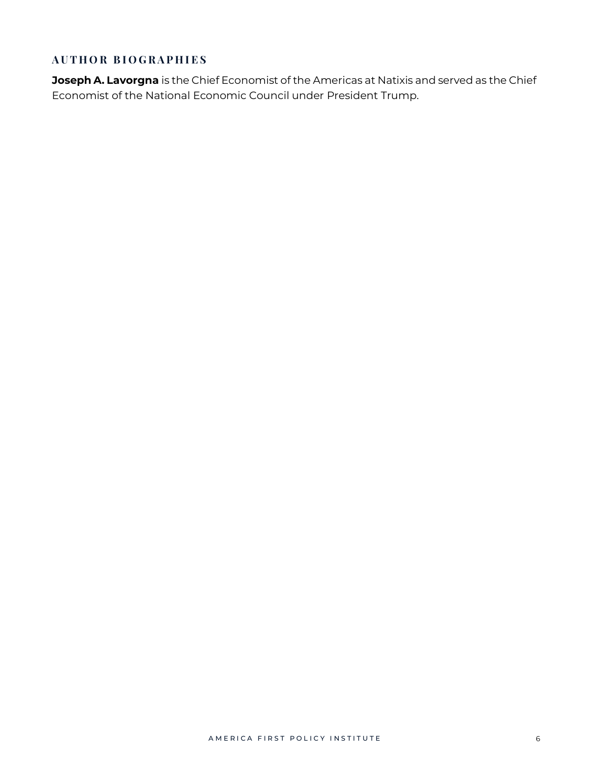## AUTHOR BIOGRAPHIES

**Joseph A. Lavorgna** is the Chief Economist of the Americas at Natixis and served as the Chief Economist of the National Economic Council under President Trump.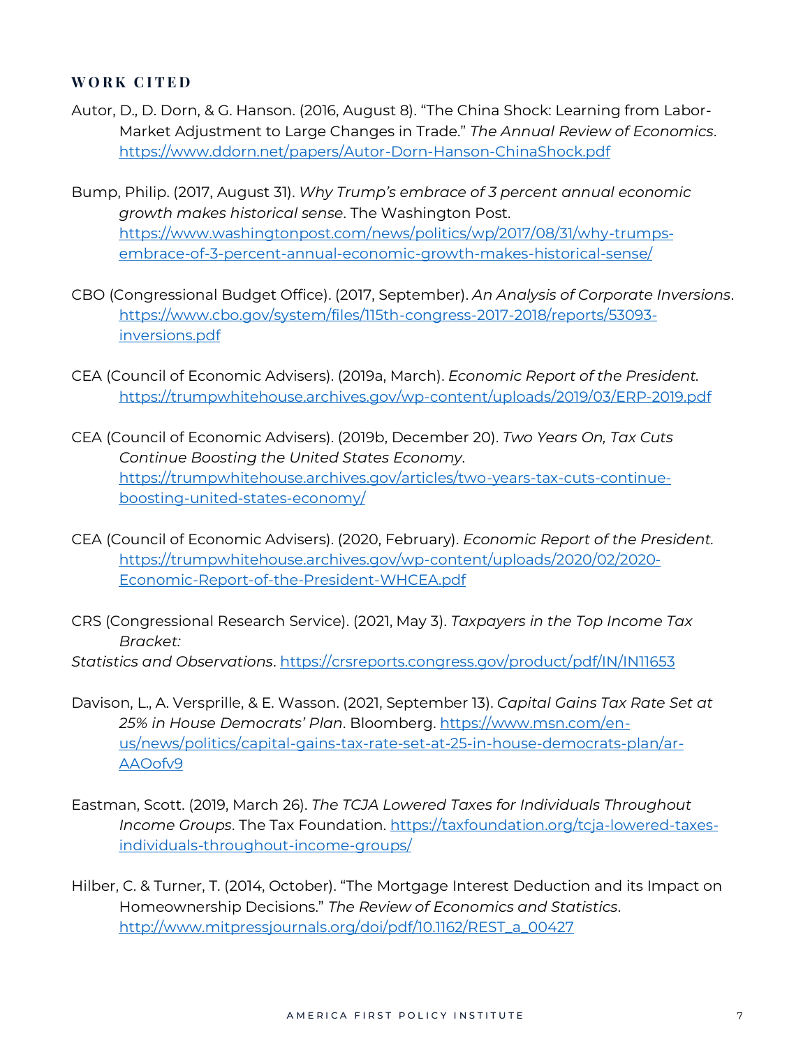## WORK CITED

Autor, D., D. Dorn, & G. Hanson. (2016, August 8). "The China Shock: Learning from Labor-Market Adjustment to Large Changes in Trade." *The Annual Review of Economics*. https://www.ddorn.net/papers/Autor-Dorn-Hanson-ChinaShock.pdf

Bump, Philip. (2017, August 31). *Why Trump's embrace of 3 percent annual economic growth makes historical sense*. The Washington Post. https://www.washingtonpost.com/news/politics/wp/2017/08/31/why-trumps-embrace-of-3-percent-annual-economic-growth-makes-historical-sense/

CBO (Congressional Budget Office). (2017, September). *An Analysis of Corporate Inversions*. https://www.cbo.gov/system/files/115th-congress-2017-2018/reports/53093-inversions.pdf

CEA (Council of Economic Advisers). (2019a, March). *Economic Report of the President.* https://trumpwhitehouse.archives.gov/wp-content/uploads/2019/03/ERP-2019.pdf

CEA (Council of Economic Advisers). (2019b, December 20). *Two Years On, Tax Cuts Continue Boosting the United States Economy*. https://trumpwhitehouse.archives.gov/articles/two-years-tax-cuts-continue-boosting-united-states-economy/

CEA (Council of Economic Advisers). (2020, February). *Economic Report of the President.* https://trumpwhitehouse.archives.gov/wp-content/uploads/2020/02/2020-Economic-Report-of-the-President-WHCEA.pdf

CRS (Congressional Research Service). (2021, May 3). *Taxpayers in the Top Income Tax Bracket: Statistics and Observations*. https://crsreports.congress.gov/product/pdf/IN/IN11653

Davison, L., A. Versprille, & E. Wasson. (2021, September 13). *Capital Gains Tax Rate Set at 25% in House Democrats' Plan*. Bloomberg. https://www.msn.com/en-us/news/politics/capital-gains-tax-rate-set-at-25-in-house-democrats-plan/ar-AAOofv9

Eastman, Scott. (2019, March 26). *The TCJA Lowered Taxes for Individuals Throughout Income Groups*. The Tax Foundation. https://taxfoundation.org/tcja-lowered-taxes-individuals-throughout-income-groups/

Hilber, C. & Turner, T. (2014, October). "The Mortgage Interest Deduction and its Impact on Homeownership Decisions." *The Review of Economics and Statistics*. http://www.mitpressjournals.org/doi/pdf/10.1162/REST_a_00427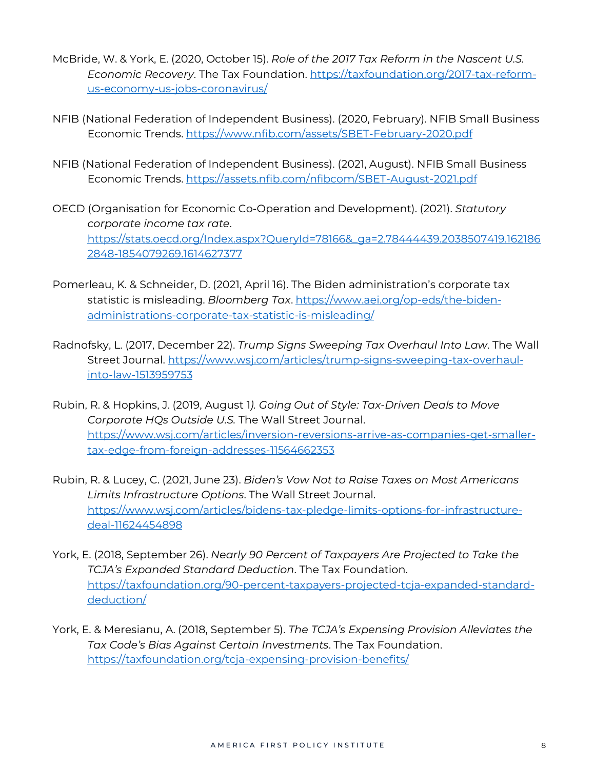McBride, W. & York, E. (2020, October 15). *Role of the 2017 Tax Reform in the Nascent U.S. Economic Recovery*. The Tax Foundation. https://taxfoundation.org/2017-tax-reform-us-economy-us-jobs-coronavirus/

NFIB (National Federation of Independent Business). (2020, February). NFIB Small Business Economic Trends. https://www.nfib.com/assets/SBET-February-2020.pdf

NFIB (National Federation of Independent Business). (2021, August). NFIB Small Business Economic Trends. https://assets.nfib.com/nfibcom/SBET-August-2021.pdf

OECD (Organisation for Economic Co-Operation and Development). (2021). *Statutory corporate income tax rate*. https://stats.oecd.org/Index.aspx?QueryId=78166&_ga=2.78444439.2038507419.1621862848-1854079269.1614627377

Pomerleau, K. & Schneider, D. (2021, April 16). The Biden administration's corporate tax statistic is misleading. *Bloomberg Tax*. https://www.aei.org/op-eds/the-biden-administrations-corporate-tax-statistic-is-misleading/

Radnofsky, L. (2017, December 22). *Trump Signs Sweeping Tax Overhaul Into Law*. The Wall Street Journal. https://www.wsj.com/articles/trump-signs-sweeping-tax-overhaul-into-law-1513959753

Rubin, R. & Hopkins, J. (2019, August 1*). Going Out of Style: Tax-Driven Deals to Move Corporate HQs Outside U.S.* The Wall Street Journal. https://www.wsj.com/articles/inversion-reversions-arrive-as-companies-get-smaller-tax-edge-from-foreign-addresses-11564662353

Rubin, R. & Lucey, C. (2021, June 23). *Biden's Vow Not to Raise Taxes on Most Americans Limits Infrastructure Options*. The Wall Street Journal. https://www.wsj.com/articles/bidens-tax-pledge-limits-options-for-infrastructure-deal-11624454898

York, E. (2018, September 26). *Nearly 90 Percent of Taxpayers Are Projected to Take the TCJA's Expanded Standard Deduction*. The Tax Foundation. https://taxfoundation.org/90-percent-taxpayers-projected-tcja-expanded-standard-deduction/

York, E. & Meresianu, A. (2018, September 5). *The TCJA's Expensing Provision Alleviates the Tax Code's Bias Against Certain Investments*. The Tax Foundation. https://taxfoundation.org/tcja-expensing-provision-benefits/